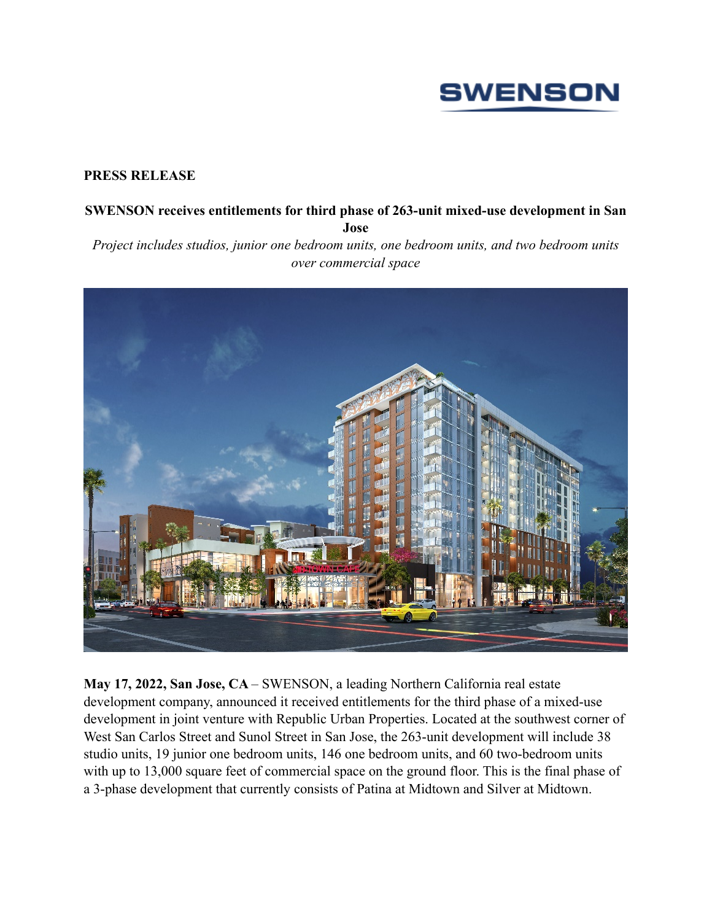SWENSON

**PRESS RELEASE**

## SWENSON receives entitlements for third phase of 263-unit mixed-use development in San Jose

*Project includes studios, junior one bedroom units, one bedroom units, and two bedroom units over commercial space*

**May 17, 2022, San Jose, CA** – SWENSON, a leading Northern California real estate development company, announced it received entitlements for the third phase of a mixed-use development in joint venture with Republic Urban Properties. Located at the southwest corner of West San Carlos Street and Sunol Street in San Jose, the 263-unit development will include 38 studio units, 19 junior one bedroom units, 146 one bedroom units, and 60 two-bedroom units with up to 13,000 square feet of commercial space on the ground floor. This is the final phase of a 3-phase development that currently consists of Patina at Midtown and Silver at Midtown.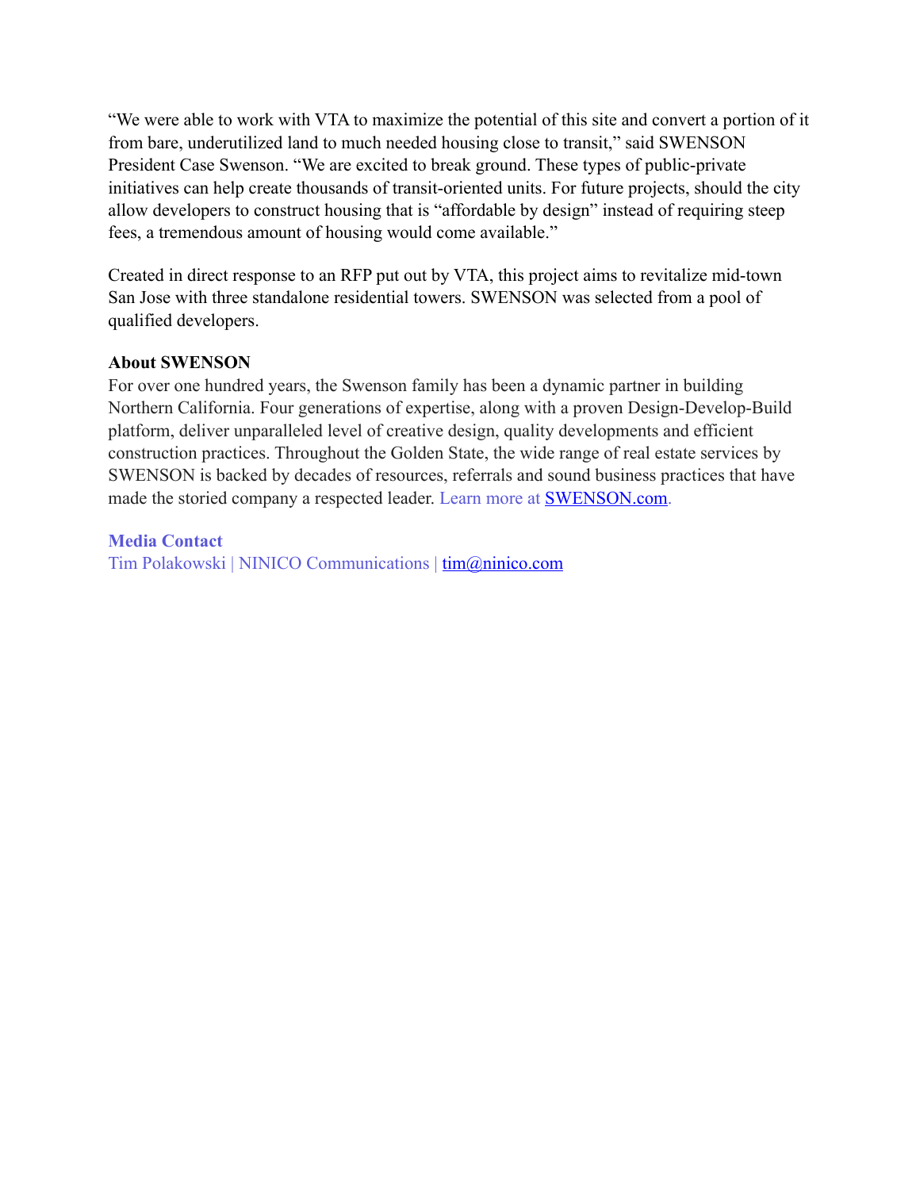"We were able to work with VTA to maximize the potential of this site and convert a portion of it from bare, underutilized land to much needed housing close to transit," said SWENSON President Case Swenson. "We are excited to break ground. These types of public-private initiatives can help create thousands of transit-oriented units. For future projects, should the city allow developers to construct housing that is "affordable by design" instead of requiring steep fees, a tremendous amount of housing would come available."

Created in direct response to an RFP put out by VTA, this project aims to revitalize mid-town San Jose with three standalone residential towers. SWENSON was selected from a pool of qualified developers.

**About SWENSON**
For over one hundred years, the Swenson family has been a dynamic partner in building Northern California. Four generations of expertise, along with a proven Design-Develop-Build platform, deliver unparalleled level of creative design, quality developments and efficient construction practices. Throughout the Golden State, the wide range of real estate services by SWENSON is backed by decades of resources, referrals and sound business practices that have made the storied company a respected leader. Learn more at [SWENSON.com](http://SWENSON.com).

**Media Contact**
Tim Polakowski | NINICO Communications | [tim@ninico.com](mailto:tim@ninico.com)